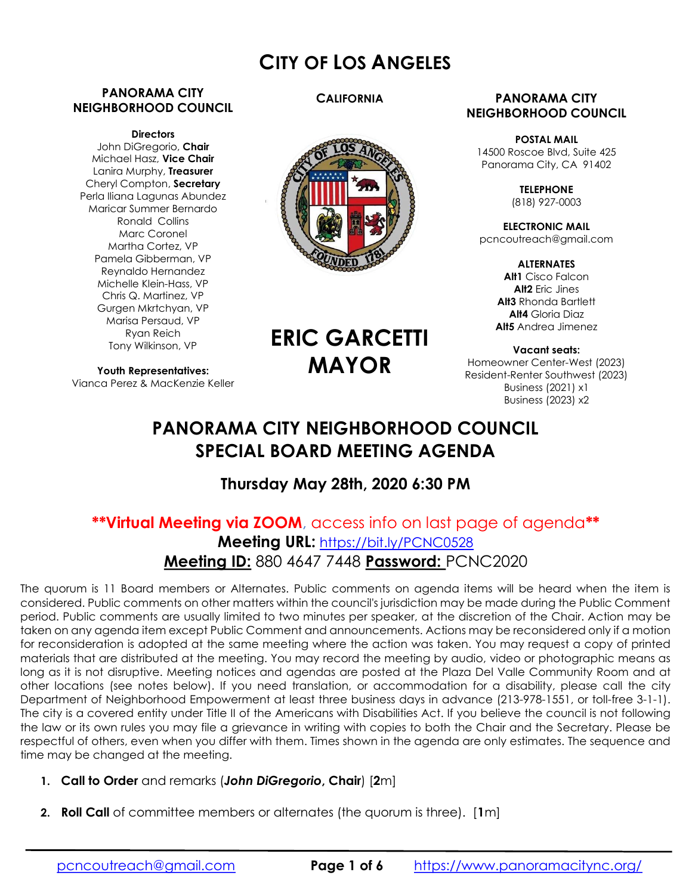# CITY OF LOS ANGELES

**PANORAMA CITY NEIGHBORHOOD COUNCIL**

**Directors**
John DiGregorio, **Chair**
Michael Hasz, **Vice Chair**
Lanira Murphy, **Treasurer**
Cheryl Compton, **Secretary**
Perla Iliana Lagunas Abundez
Maricar Summer Bernardo
Ronald Collins
Marc Coronel
Martha Cortez, VP
Pamela Gibberman, VP
Reynaldo Hernandez
Michelle Klein-Hass, VP
Chris Q. Martinez, VP
Gurgen Mkrtchyan, VP
Marisa Persaud, VP
Ryan Reich
Tony Wilkinson, VP

**Youth Representatives:**
Vianca Perez & MacKenzie Keller

**CALIFORNIA**

**ERIC GARCETTI MAYOR**

**PANORAMA CITY NEIGHBORHOOD COUNCIL**

**POSTAL MAIL**
14500 Roscoe Blvd, Suite 425
Panorama City, CA 91402

**TELEPHONE**
(818) 927-0003

**ELECTRONIC MAIL**
pcncoutreach@gmail.com

**ALTERNATES**
**Alt1** Cisco Falcon
**Alt2** Eric Jines
**Alt3** Rhonda Bartlett
**Alt4** Gloria Diaz
**Alt5** Andrea Jimenez

**Vacant seats:**
Homeowner Center-West (2023)
Resident-Renter Southwest (2023)
Business (2021) x1
Business (2023) x2

## PANORAMA CITY NEIGHBORHOOD COUNCIL SPECIAL BOARD MEETING AGENDA

### Thursday May 28th, 2020 6:30 PM

****Virtual Meeting via ZOOM**, access info on last page of agenda****

**Meeting URL:** https://bit.ly/PCNC0528

**Meeting ID:** 880 4647 7448 **Password:** PCNC2020

The quorum is 11 Board members or Alternates. Public comments on agenda items will be heard when the item is considered. Public comments on other matters within the council's jurisdiction may be made during the Public Comment period. Public comments are usually limited to two minutes per speaker, at the discretion of the Chair. Action may be taken on any agenda item except Public Comment and announcements. Actions may be reconsidered only if a motion for reconsideration is adopted at the same meeting where the action was taken. You may request a copy of printed materials that are distributed at the meeting. You may record the meeting by audio, video or photographic means as long as it is not disruptive. Meeting notices and agendas are posted at the Plaza Del Valle Community Room and at other locations (see notes below). If you need translation, or accommodation for a disability, please call the city Department of Neighborhood Empowerment at least three business days in advance (213-978-1551, or toll-free 3-1-1). The city is a covered entity under Title II of the Americans with Disabilities Act. If you believe the council is not following the law or its own rules you may file a grievance in writing with copies to both the Chair and the Secretary. Please be respectful of others, even when you differ with them. Times shown in the agenda are only estimates. The sequence and time may be changed at the meeting.

1. **Call to Order** and remarks (***John DiGregorio*, Chair**) [**2**m]
2. **Roll Call** of committee members or alternates (the quorum is three). [**1**m]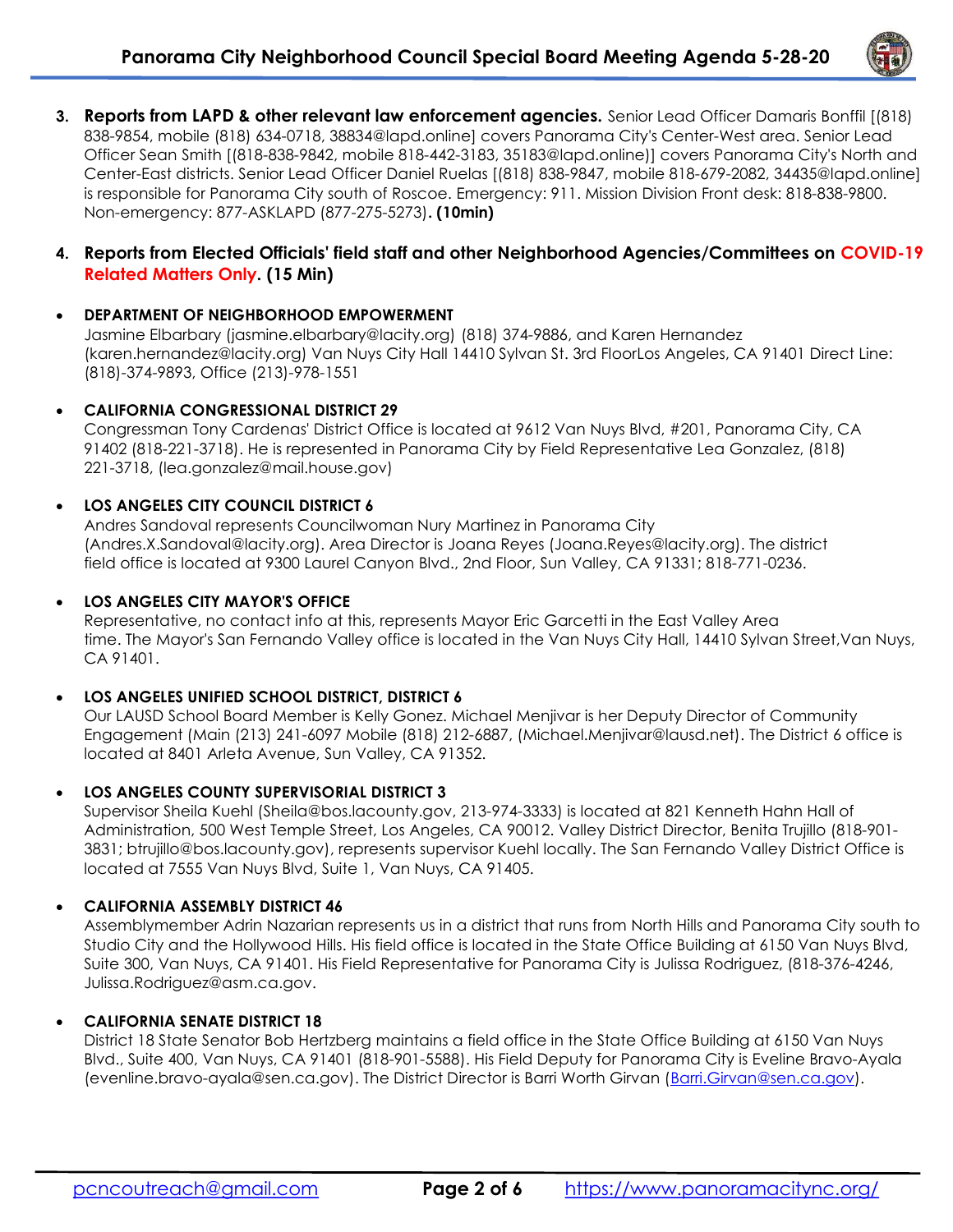3. **Reports from LAPD & other relevant law enforcement agencies.** Senior Lead Officer Damaris Bonffil [(818) 838-9854, mobile (818) 634-0718, 38834@lapd.online] covers Panorama City's Center-West area. Senior Lead Officer Sean Smith [(818-838-9842, mobile 818-442-3183, 35183@lapd.online)] covers Panorama City's North and Center-East districts. Senior Lead Officer Daniel Ruelas [(818) 838-9847, mobile 818-679-2082, 34435@lapd.online] is responsible for Panorama City south of Roscoe. Emergency: 911. Mission Division Front desk: 818-838-9800. Non-emergency: 877-ASKLAPD (877-275-5273)**. (10min)**

4. **Reports from Elected Officials' field staff and other Neighborhood Agencies/Committees on COVID-19 Related Matters Only. (15 Min)**

- **DEPARTMENT OF NEIGHBORHOOD EMPOWERMENT**
  Jasmine Elbarbary (jasmine.elbarbary@lacity.org) (818) 374-9886, and Karen Hernandez (karen.hernandez@lacity.org) Van Nuys City Hall 14410 Sylvan St. 3rd FloorLos Angeles, CA 91401 Direct Line: (818)-374-9893, Office (213)-978-1551

- **CALIFORNIA CONGRESSIONAL DISTRICT 29**
  Congressman Tony Cardenas' District Office is located at 9612 Van Nuys Blvd, #201, Panorama City, CA 91402 (818-221-3718). He is represented in Panorama City by Field Representative Lea Gonzalez, (818) 221-3718, (lea.gonzalez@mail.house.gov)

- **LOS ANGELES CITY COUNCIL DISTRICT 6**
  Andres Sandoval represents Councilwoman Nury Martinez in Panorama City (Andres.X.Sandoval@lacity.org). Area Director is Joana Reyes (Joana.Reyes@lacity.org). The district field office is located at 9300 Laurel Canyon Blvd., 2nd Floor, Sun Valley, CA 91331; 818-771-0236.

- **LOS ANGELES CITY MAYOR'S OFFICE**
  Representative, no contact info at this, represents Mayor Eric Garcetti in the East Valley Area time. The Mayor's San Fernando Valley office is located in the Van Nuys City Hall, 14410 Sylvan Street,Van Nuys, CA 91401.

- **LOS ANGELES UNIFIED SCHOOL DISTRICT, DISTRICT 6**
  Our LAUSD School Board Member is Kelly Gonez. Michael Menjivar is her Deputy Director of Community Engagement (Main (213) 241-6097 Mobile (818) 212-6887, (Michael.Menjivar@lausd.net). The District 6 office is located at 8401 Arleta Avenue, Sun Valley, CA 91352.

- **LOS ANGELES COUNTY SUPERVISORIAL DISTRICT 3**
  Supervisor Sheila Kuehl (Sheila@bos.lacounty.gov, 213-974-3333) is located at 821 Kenneth Hahn Hall of Administration, 500 West Temple Street, Los Angeles, CA 90012. Valley District Director, Benita Trujillo (818-901-3831; btrujillo@bos.lacounty.gov), represents supervisor Kuehl locally. The San Fernando Valley District Office is located at 7555 Van Nuys Blvd, Suite 1, Van Nuys, CA 91405.

- **CALIFORNIA ASSEMBLY DISTRICT 46**
  Assemblymember Adrin Nazarian represents us in a district that runs from North Hills and Panorama City south to Studio City and the Hollywood Hills. His field office is located in the State Office Building at 6150 Van Nuys Blvd, Suite 300, Van Nuys, CA 91401. His Field Representative for Panorama City is Julissa Rodriguez, (818-376-4246, Julissa.Rodriguez@asm.ca.gov.

- **CALIFORNIA SENATE DISTRICT 18**
  District 18 State Senator Bob Hertzberg maintains a field office in the State Office Building at 6150 Van Nuys Blvd., Suite 400, Van Nuys, CA 91401 (818-901-5588). His Field Deputy for Panorama City is Eveline Bravo-Ayala (evenline.bravo-ayala@sen.ca.gov). The District Director is Barri Worth Girvan (Barri.Girvan@sen.ca.gov).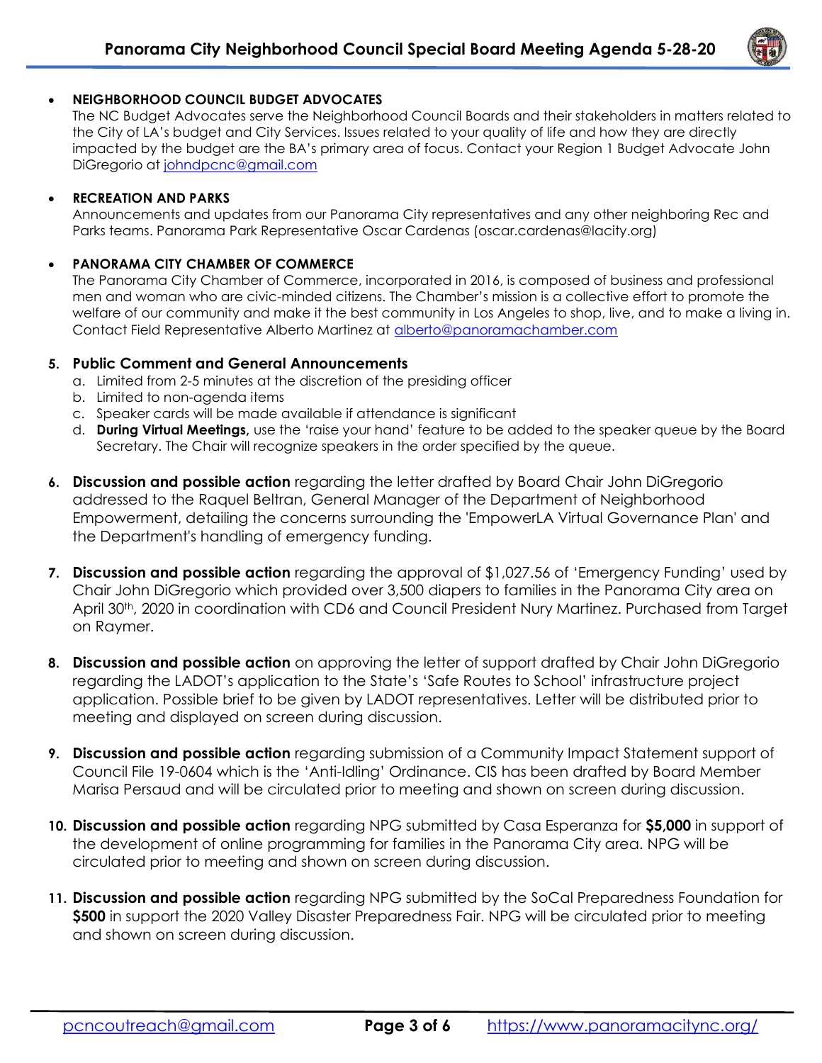- **NEIGHBORHOOD COUNCIL BUDGET ADVOCATES**
  The NC Budget Advocates serve the Neighborhood Council Boards and their stakeholders in matters related to the City of LA's budget and City Services. Issues related to your quality of life and how they are directly impacted by the budget are the BA's primary area of focus. Contact your Region 1 Budget Advocate John DiGregorio at johndpcnc@gmail.com

- **RECREATION AND PARKS**
  Announcements and updates from our Panorama City representatives and any other neighboring Rec and Parks teams. Panorama Park Representative Oscar Cardenas (oscar.cardenas@lacity.org)

- **PANORAMA CITY CHAMBER OF COMMERCE**
  The Panorama City Chamber of Commerce, incorporated in 2016, is composed of business and professional men and woman who are civic-minded citizens. The Chamber's mission is a collective effort to promote the welfare of our community and make it the best community in Los Angeles to shop, live, and to make a living in. Contact Field Representative Alberto Martinez at alberto@panoramachamber.com

5. **Public Comment and General Announcements**
   a. Limited from 2-5 minutes at the discretion of the presiding officer
   b. Limited to non-agenda items
   c. Speaker cards will be made available if attendance is significant
   d. **During Virtual Meetings,** use the 'raise your hand' feature to be added to the speaker queue by the Board Secretary. The Chair will recognize speakers in the order specified by the queue.

6. **Discussion and possible action** regarding the letter drafted by Board Chair John DiGregorio addressed to the Raquel Beltran, General Manager of the Department of Neighborhood Empowerment, detailing the concerns surrounding the 'EmpowerLA Virtual Governance Plan' and the Department's handling of emergency funding.

7. **Discussion and possible action** regarding the approval of $1,027.56 of 'Emergency Funding' used by Chair John DiGregorio which provided over 3,500 diapers to families in the Panorama City area on April 30th, 2020 in coordination with CD6 and Council President Nury Martinez. Purchased from Target on Raymer.

8. **Discussion and possible action** on approving the letter of support drafted by Chair John DiGregorio regarding the LADOT's application to the State's 'Safe Routes to School' infrastructure project application. Possible brief to be given by LADOT representatives. Letter will be distributed prior to meeting and displayed on screen during discussion.

9. **Discussion and possible action** regarding submission of a Community Impact Statement support of Council File 19-0604 which is the 'Anti-Idling' Ordinance. CIS has been drafted by Board Member Marisa Persaud and will be circulated prior to meeting and shown on screen during discussion.

10. **Discussion and possible action** regarding NPG submitted by Casa Esperanza for **$5,000** in support of the development of online programming for families in the Panorama City area. NPG will be circulated prior to meeting and shown on screen during discussion.

11. **Discussion and possible action** regarding NPG submitted by the SoCal Preparedness Foundation for **$500** in support the 2020 Valley Disaster Preparedness Fair. NPG will be circulated prior to meeting and shown on screen during discussion.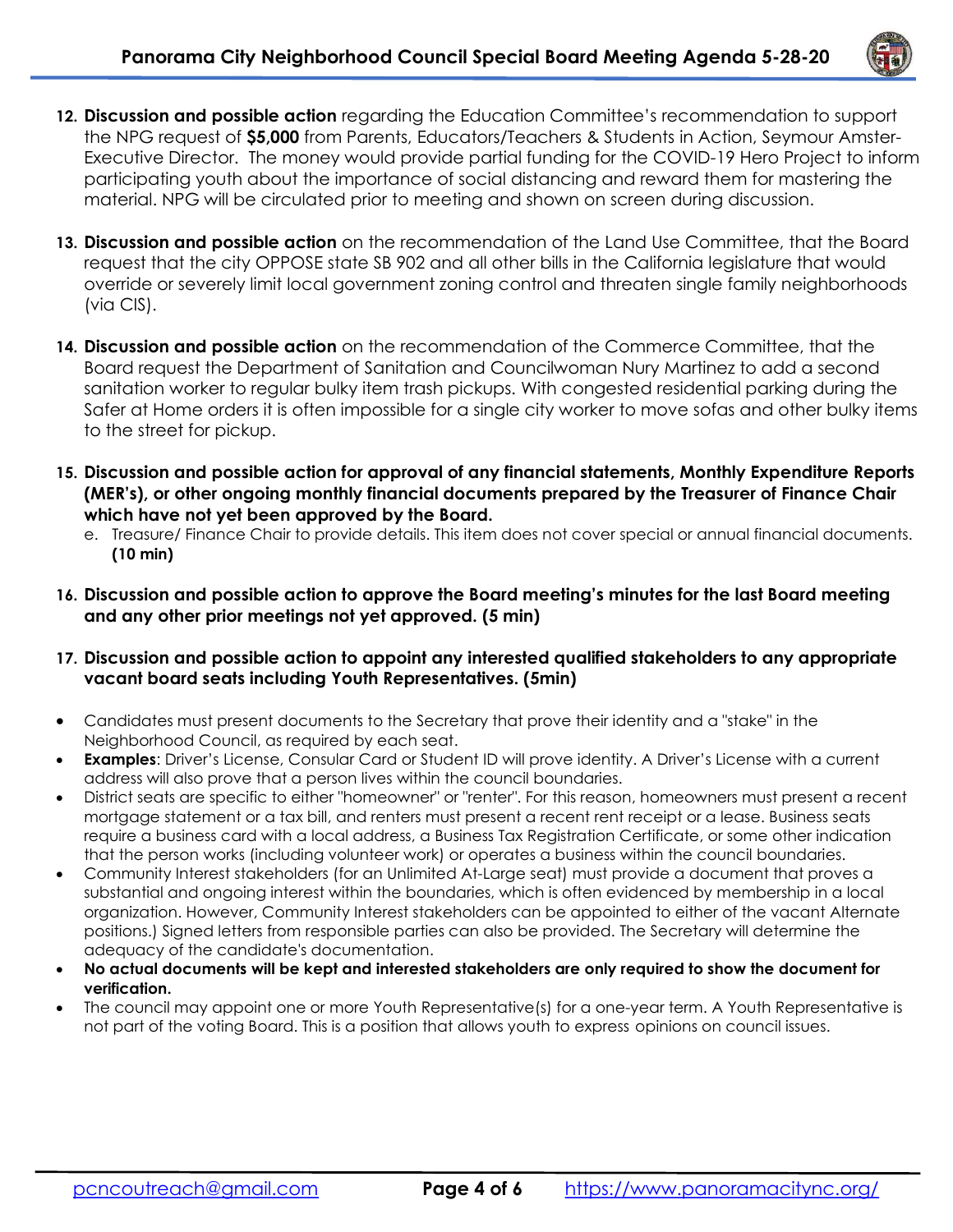12. **Discussion and possible action** regarding the Education Committee's recommendation to support the NPG request of **$5,000** from Parents, Educators/Teachers & Students in Action, Seymour Amster-Executive Director. The money would provide partial funding for the COVID-19 Hero Project to inform participating youth about the importance of social distancing and reward them for mastering the material. NPG will be circulated prior to meeting and shown on screen during discussion.

13. **Discussion and possible action** on the recommendation of the Land Use Committee, that the Board request that the city OPPOSE state SB 902 and all other bills in the California legislature that would override or severely limit local government zoning control and threaten single family neighborhoods (via CIS).

14. **Discussion and possible action** on the recommendation of the Commerce Committee, that the Board request the Department of Sanitation and Councilwoman Nury Martinez to add a second sanitation worker to regular bulky item trash pickups. With congested residential parking during the Safer at Home orders it is often impossible for a single city worker to move sofas and other bulky items to the street for pickup.

15. **Discussion and possible action for approval of any financial statements, Monthly Expenditure Reports (MER's), or other ongoing monthly financial documents prepared by the Treasurer of Finance Chair which have not yet been approved by the Board.**
    e. Treasure/ Finance Chair to provide details. This item does not cover special or annual financial documents. **(10 min)**

16. **Discussion and possible action to approve the Board meeting's minutes for the last Board meeting and any other prior meetings not yet approved. (5 min)**

17. **Discussion and possible action to appoint any interested qualified stakeholders to any appropriate vacant board seats including Youth Representatives. (5min)**

- Candidates must present documents to the Secretary that prove their identity and a "stake" in the Neighborhood Council, as required by each seat.
- **Examples**: Driver's License, Consular Card or Student ID will prove identity. A Driver's License with a current address will also prove that a person lives within the council boundaries.
- District seats are specific to either "homeowner" or "renter". For this reason, homeowners must present a recent mortgage statement or a tax bill, and renters must present a recent rent receipt or a lease. Business seats require a business card with a local address, a Business Tax Registration Certificate, or some other indication that the person works (including volunteer work) or operates a business within the council boundaries.
- Community Interest stakeholders (for an Unlimited At-Large seat) must provide a document that proves a substantial and ongoing interest within the boundaries, which is often evidenced by membership in a local organization. However, Community Interest stakeholders can be appointed to either of the vacant Alternate positions.) Signed letters from responsible parties can also be provided. The Secretary will determine the adequacy of the candidate's documentation.
- **No actual documents will be kept and interested stakeholders are only required to show the document for verification.**
- The council may appoint one or more Youth Representative(s) for a one-year term. A Youth Representative is not part of the voting Board. This is a position that allows youth to express opinions on council issues.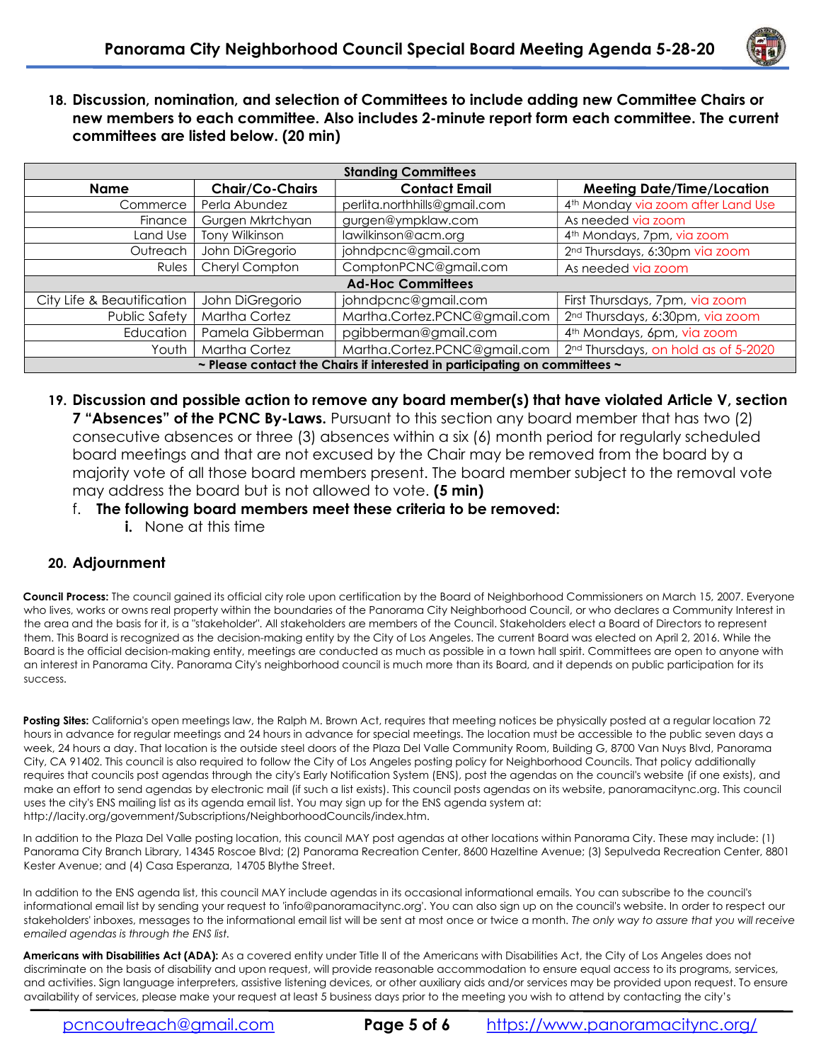18. **Discussion, nomination, and selection of Committees to include adding new Committee Chairs or new members to each committee. Also includes 2-minute report form each committee. The current committees are listed below. (20 min)**

| Standing Committees | | | |
|---|---|---|---|
| **Name** | **Chair/Co-Chairs** | **Contact Email** | **Meeting Date/Time/Location** |
| Commerce | Perla Abundez | perlita.northhills@gmail.com | 4th Monday via zoom after Land Use |
| Finance | Gurgen Mkrtchyan | gurgen@ympklaw.com | As needed via zoom |
| Land Use | Tony Wilkinson | lawilkinson@acm.org | 4th Mondays, 7pm, via zoom |
| Outreach | John DiGregorio | johndpcnc@gmail.com | 2nd Thursdays, 6:30pm via zoom |
| Rules | Cheryl Compton | ComptonPCNC@gmail.com | As needed via zoom |
| **Ad-Hoc Committees** | | | |
| City Life & Beautification | John DiGregorio | johndpcnc@gmail.com | First Thursdays, 7pm, via zoom |
| Public Safety | Martha Cortez | Martha.Cortez.PCNC@gmail.com | 2nd Thursdays, 6:30pm, via zoom |
| Education | Pamela Gibberman | pgibberman@gmail.com | 4th Mondays, 6pm, via zoom |
| Youth | Martha Cortez | Martha.Cortez.PCNC@gmail.com | 2nd Thursdays, on hold as of 5-2020 |
| **~ Please contact the Chairs if interested in participating on committees ~** | | | |

19. **Discussion and possible action to remove any board member(s) that have violated Article V, section 7 "Absences" of the PCNC By-Laws.** Pursuant to this section any board member that has two (2) consecutive absences or three (3) absences within a six (6) month period for regularly scheduled board meetings and that are not excused by the Chair may be removed from the board by a majority vote of all those board members present. The board member subject to the removal vote may address the board but is not allowed to vote. **(5 min)**
    f. **The following board members meet these criteria to be removed:**
        **i.** None at this time

20. **Adjournment**

**Council Process:** The council gained its official city role upon certification by the Board of Neighborhood Commissioners on March 15, 2007. Everyone who lives, works or owns real property within the boundaries of the Panorama City Neighborhood Council, or who declares a Community Interest in the area and the basis for it, is a "stakeholder". All stakeholders are members of the Council. Stakeholders elect a Board of Directors to represent them. This Board is recognized as the decision-making entity by the City of Los Angeles. The current Board was elected on April 2, 2016. While the Board is the official decision-making entity, meetings are conducted as much as possible in a town hall spirit. Committees are open to anyone with an interest in Panorama City. Panorama City's neighborhood council is much more than its Board, and it depends on public participation for its success.

**Posting Sites:** California's open meetings law, the Ralph M. Brown Act, requires that meeting notices be physically posted at a regular location 72 hours in advance for regular meetings and 24 hours in advance for special meetings. The location must be accessible to the public seven days a week, 24 hours a day. That location is the outside steel doors of the Plaza Del Valle Community Room, Building G, 8700 Van Nuys Blvd, Panorama City, CA 91402. This council is also required to follow the City of Los Angeles posting policy for Neighborhood Councils. That policy additionally requires that councils post agendas through the city's Early Notification System (ENS), post the agendas on the council's website (if one exists), and make an effort to send agendas by electronic mail (if such a list exists). This council posts agendas on its website, panoramacitync.org. This council uses the city's ENS mailing list as its agenda email list. You may sign up for the ENS agenda system at: http://lacity.org/government/Subscriptions/NeighborhoodCouncils/index.htm.

In addition to the Plaza Del Valle posting location, this council MAY post agendas at other locations within Panorama City. These may include: (1) Panorama City Branch Library, 14345 Roscoe Blvd; (2) Panorama Recreation Center, 8600 Hazeltine Avenue; (3) Sepulveda Recreation Center, 8801 Kester Avenue; and (4) Casa Esperanza, 14705 Blythe Street.

In addition to the ENS agenda list, this council MAY include agendas in its occasional informational emails. You can subscribe to the council's informational email list by sending your request to 'info@panoramacitync.org'. You can also sign up on the council's website. In order to respect our stakeholders' inboxes, messages to the informational email list will be sent at most once or twice a month. *The only way to assure that you will receive emailed agendas is through the ENS list.*

**Americans with Disabilities Act (ADA):** As a covered entity under Title II of the Americans with Disabilities Act, the City of Los Angeles does not discriminate on the basis of disability and upon request, will provide reasonable accommodation to ensure equal access to its programs, services, and activities. Sign language interpreters, assistive listening devices, or other auxiliary aids and/or services may be provided upon request. To ensure availability of services, please make your request at least 5 business days prior to the meeting you wish to attend by contacting the city's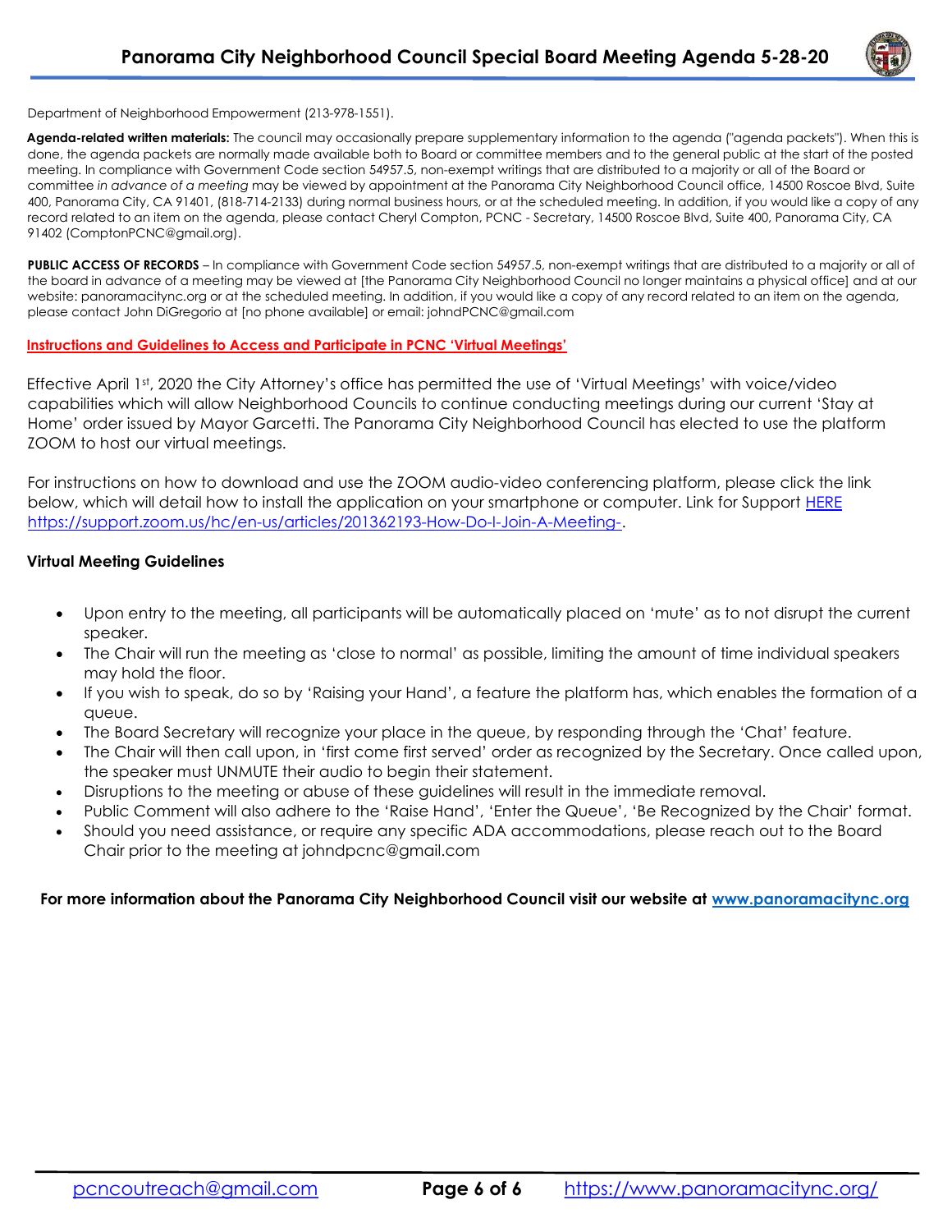Department of Neighborhood Empowerment (213-978-1551).

**Agenda-related written materials:** The council may occasionally prepare supplementary information to the agenda ("agenda packets"). When this is done, the agenda packets are normally made available both to Board or committee members and to the general public at the start of the posted meeting. In compliance with Government Code section 54957.5, non-exempt writings that are distributed to a majority or all of the Board or committee *in advance of a meeting* may be viewed by appointment at the Panorama City Neighborhood Council office, 14500 Roscoe Blvd, Suite 400, Panorama City, CA 91401, (818-714-2133) during normal business hours, or at the scheduled meeting. In addition, if you would like a copy of any record related to an item on the agenda, please contact Cheryl Compton, PCNC - Secretary, 14500 Roscoe Blvd, Suite 400, Panorama City, CA 91402 (ComptonPCNC@gmail.org).

**PUBLIC ACCESS OF RECORDS** – In compliance with Government Code section 54957.5, non-exempt writings that are distributed to a majority or all of the board in advance of a meeting may be viewed at [the Panorama City Neighborhood Council no longer maintains a physical office] and at our website: panoramacitync.org or at the scheduled meeting. In addition, if you would like a copy of any record related to an item on the agenda, please contact John DiGregorio at [no phone available] or email: johndPCNC@gmail.com

**Instructions and Guidelines to Access and Participate in PCNC 'Virtual Meetings'**

Effective April 1st, 2020 the City Attorney's office has permitted the use of 'Virtual Meetings' with voice/video capabilities which will allow Neighborhood Councils to continue conducting meetings during our current 'Stay at Home' order issued by Mayor Garcetti. The Panorama City Neighborhood Council has elected to use the platform ZOOM to host our virtual meetings.

For instructions on how to download and use the ZOOM audio-video conferencing platform, please click the link below, which will detail how to install the application on your smartphone or computer. Link for Support HERE https://support.zoom.us/hc/en-us/articles/201362193-How-Do-I-Join-A-Meeting-.

**Virtual Meeting Guidelines**

- Upon entry to the meeting, all participants will be automatically placed on 'mute' as to not disrupt the current speaker.
- The Chair will run the meeting as 'close to normal' as possible, limiting the amount of time individual speakers may hold the floor.
- If you wish to speak, do so by 'Raising your Hand', a feature the platform has, which enables the formation of a queue.
- The Board Secretary will recognize your place in the queue, by responding through the 'Chat' feature.
- The Chair will then call upon, in 'first come first served' order as recognized by the Secretary. Once called upon, the speaker must UNMUTE their audio to begin their statement.
- Disruptions to the meeting or abuse of these guidelines will result in the immediate removal.
- Public Comment will also adhere to the 'Raise Hand', 'Enter the Queue', 'Be Recognized by the Chair' format.
- Should you need assistance, or require any specific ADA accommodations, please reach out to the Board Chair prior to the meeting at johndpcnc@gmail.com

**For more information about the Panorama City Neighborhood Council visit our website at www.panoramacitync.org**